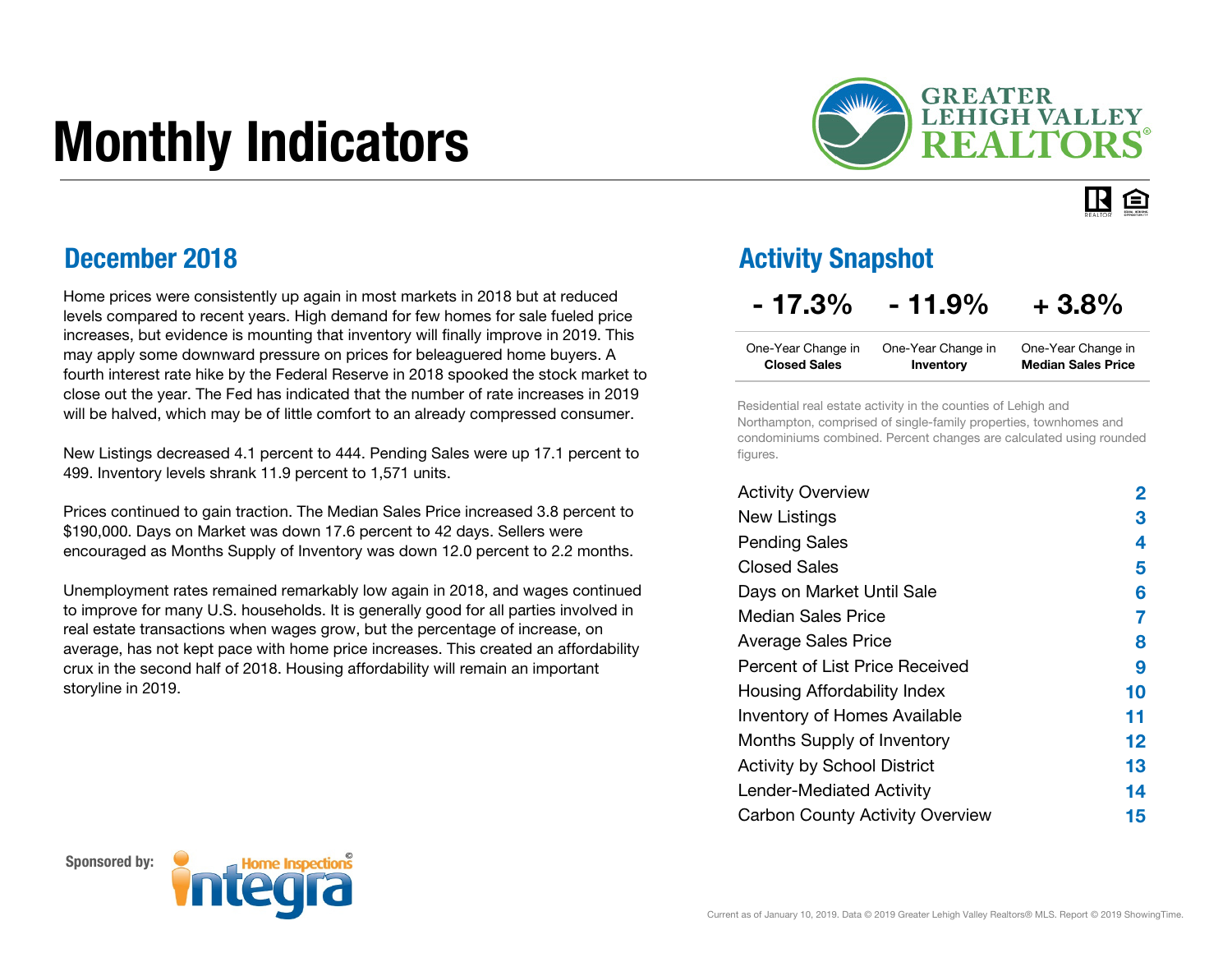# Monthly Indicators

GREATER LEHIGH VALLEY REALTORS®

## December 2018

Home prices were consistently up again in most markets in 2018 but at reduced levels compared to recent years. High demand for few homes for sale fueled price increases, but evidence is mounting that inventory will finally improve in 2019. This may apply some downward pressure on prices for beleaguered home buyers. A fourth interest rate hike by the Federal Reserve in 2018 spooked the stock market to close out the year. The Fed has indicated that the number of rate increases in 2019 will be halved, which may be of little comfort to an already compressed consumer.

New Listings decreased 4.1 percent to 444. Pending Sales were up 17.1 percent to 499. Inventory levels shrank 11.9 percent to 1,571 units.

Prices continued to gain traction. The Median Sales Price increased 3.8 percent to $190,000. Days on Market was down 17.6 percent to 42 days. Sellers were encouraged as Months Supply of Inventory was down 12.0 percent to 2.2 months.

Unemployment rates remained remarkably low again in 2018, and wages continued to improve for many U.S. households. It is generally good for all parties involved in real estate transactions when wages grow, but the percentage of increase, on average, has not kept pace with home price increases. This created an affordability crux in the second half of 2018. Housing affordability will remain an important storyline in 2019.

## Activity Snapshot

| - 17.3% | - 11.9% | + 3.8% |
|---|---|---|
| One-Year Change in **Closed Sales** | One-Year Change in **Inventory** | One-Year Change in **Median Sales Price** |

Residential real estate activity in the counties of Lehigh and Northampton, comprised of single-family properties, townhomes and condominiums combined. Percent changes are calculated using rounded figures.

| | |
|---|---|
| Activity Overview | 2 |
| New Listings | 3 |
| Pending Sales | 4 |
| Closed Sales | 5 |
| Days on Market Until Sale | 6 |
| Median Sales Price | 7 |
| Average Sales Price | 8 |
| Percent of List Price Received | 9 |
| Housing Affordability Index | 10 |
| Inventory of Homes Available | 11 |
| Months Supply of Inventory | 12 |
| Activity by School District | 13 |
| Lender-Mediated Activity | 14 |
| Carbon County Activity Overview | 15 |

**Sponsored by:** Integra Home Inspections

Current as of January 10, 2019. Data © 2019 Greater Lehigh Valley Realtors® MLS. Report © 2019 ShowingTime.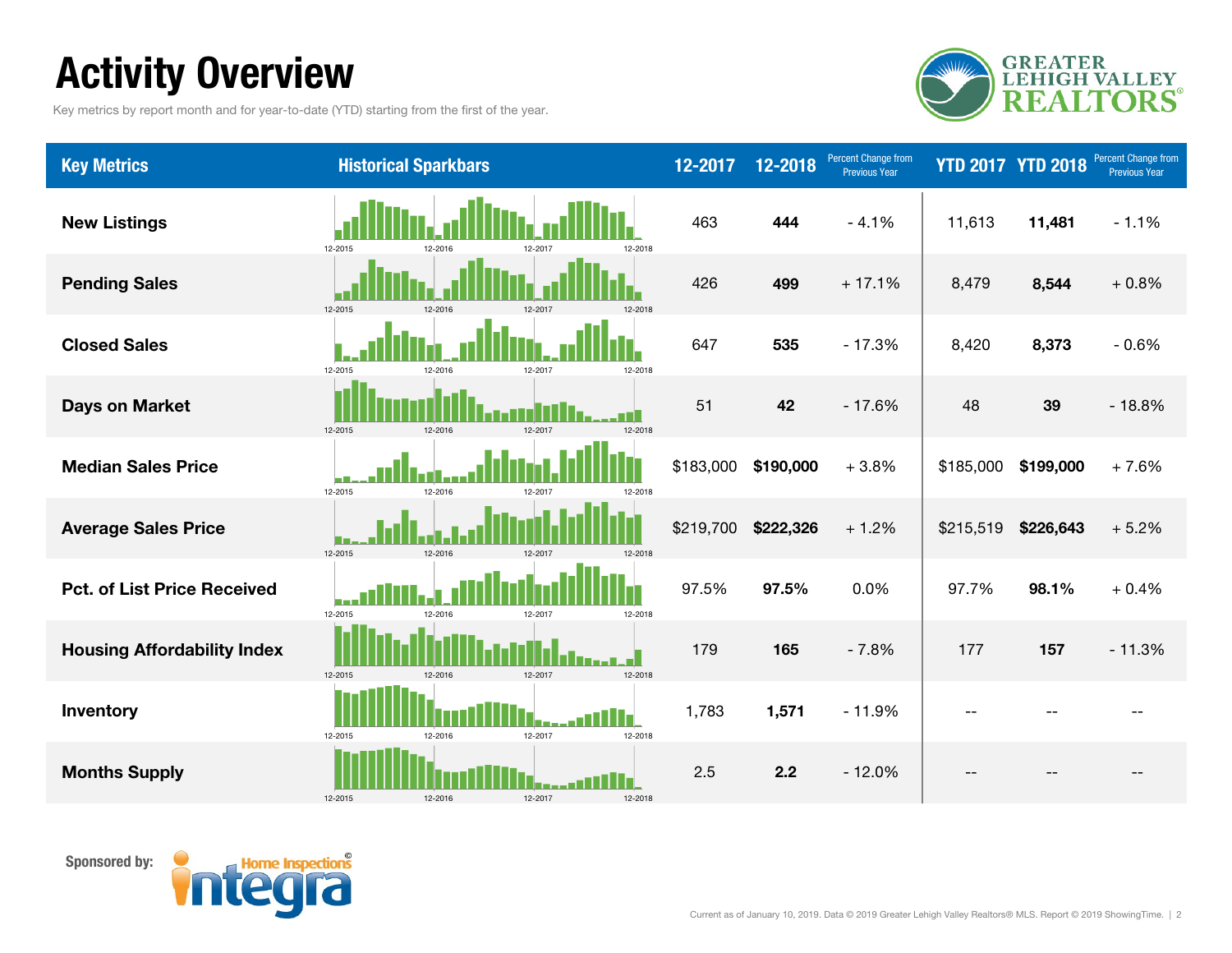# Activity Overview

Key metrics by report month and for year-to-date (YTD) starting from the first of the year.

| Key Metrics | Historical Sparkbars | 12-2017 | 12-2018 | Percent Change from Previous Year | YTD 2017 | YTD 2018 | Percent Change from Previous Year |
|---|---|---|---|---|---|---|---|
| New Listings | 12-2015 12-2016 12-2017 12-2018 | 463 | **444** | - 4.1% | 11,613 | **11,481** | - 1.1% |
| Pending Sales | 12-2015 12-2016 12-2017 12-2018 | 426 | **499** | + 17.1% | 8,479 | **8,544** | + 0.8% |
| Closed Sales | 12-2015 12-2016 12-2017 12-2018 | 647 | **535** | - 17.3% | 8,420 | **8,373** | - 0.6% |
| Days on Market | 12-2015 12-2016 12-2017 12-2018 | 51 | **42** | - 17.6% | 48 | **39** | - 18.8% |
| Median Sales Price | 12-2015 12-2016 12-2017 12-2018 | $183,000 | **$190,000** | + 3.8% | $185,000 | **$199,000** | + 7.6% |
| Average Sales Price | 12-2015 12-2016 12-2017 12-2018 | $219,700 | **$222,326** | + 1.2% | $215,519 | **$226,643** | + 5.2% |
| Pct. of List Price Received | 12-2015 12-2016 12-2017 12-2018 | 97.5% | **97.5%** | 0.0% | 97.7% | **98.1%** | + 0.4% |
| Housing Affordability Index | 12-2015 12-2016 12-2017 12-2018 | 179 | **165** | - 7.8% | 177 | **157** | - 11.3% |
| Inventory | 12-2015 12-2016 12-2017 12-2018 | 1,783 | **1,571** | - 11.9% | -- | -- | -- |
| Months Supply | 12-2015 12-2016 12-2017 12-2018 | 2.5 | **2.2** | - 12.0% | -- | -- | -- |

Sponsored by: Integra Home Inspections

Current as of January 10, 2019. Data © 2019 Greater Lehigh Valley Realtors® MLS. Report © 2019 ShowingTime.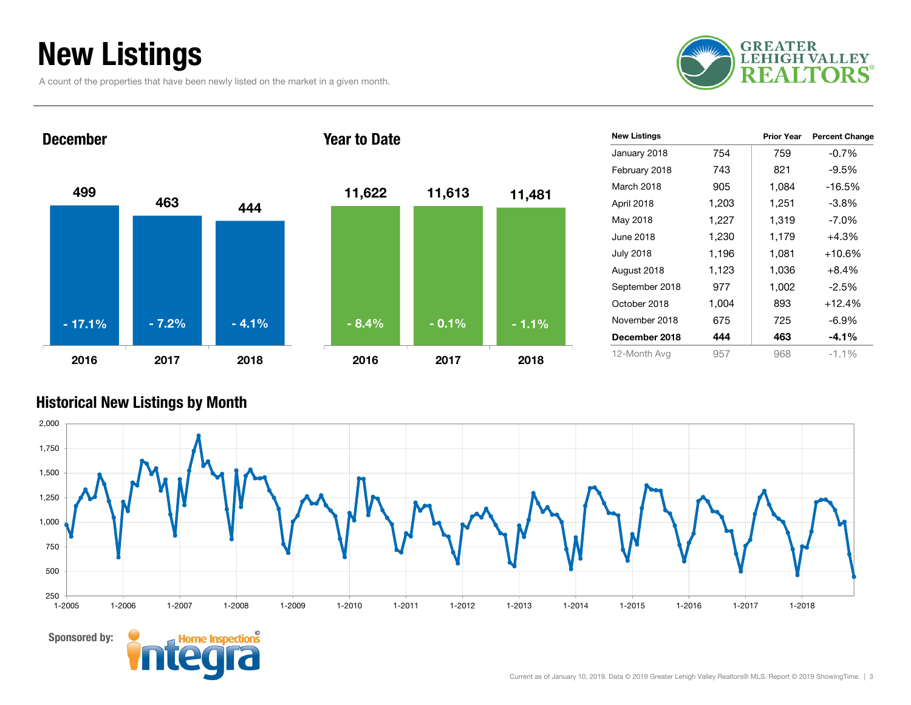# New Listings

A count of the properties that have been newly listed on the market in a given month.

GREATER LEHIGH VALLEY REALTORS®

## December

| | 2016 | 2017 | 2018 |
|---|---|---|---|
| New Listings | 499 | 463 | 444 |
| Percent Change | - 17.1% | - 7.2% | - 4.1% |

## Year to Date

| | 2016 | 2017 | 2018 |
|---|---|---|---|
| New Listings | 11,622 | 11,613 | 11,481 |
| Percent Change | - 8.4% | - 0.1% | - 1.1% |

| New Listings | | Prior Year | Percent Change |
|---|---|---|---|
| January 2018 | 754 | 759 | -0.7% |
| February 2018 | 743 | 821 | -9.5% |
| March 2018 | 905 | 1,084 | -16.5% |
| April 2018 | 1,203 | 1,251 | -3.8% |
| May 2018 | 1,227 | 1,319 | -7.0% |
| June 2018 | 1,230 | 1,179 | +4.3% |
| July 2018 | 1,196 | 1,081 | +10.6% |
| August 2018 | 1,123 | 1,036 | +8.4% |
| September 2018 | 977 | 1,002 | -2.5% |
| October 2018 | 1,004 | 893 | +12.4% |
| November 2018 | 675 | 725 | -6.9% |
| **December 2018** | **444** | **463** | **-4.1%** |
| 12-Month Avg | 957 | 968 | -1.1% |

## Historical New Listings by Month

Sponsored by: Integra Home Inspections©

Current as of January 10, 2019. Data © 2019 Greater Lehigh Valley Realtors® MLS. Report © 2019 ShowingTime.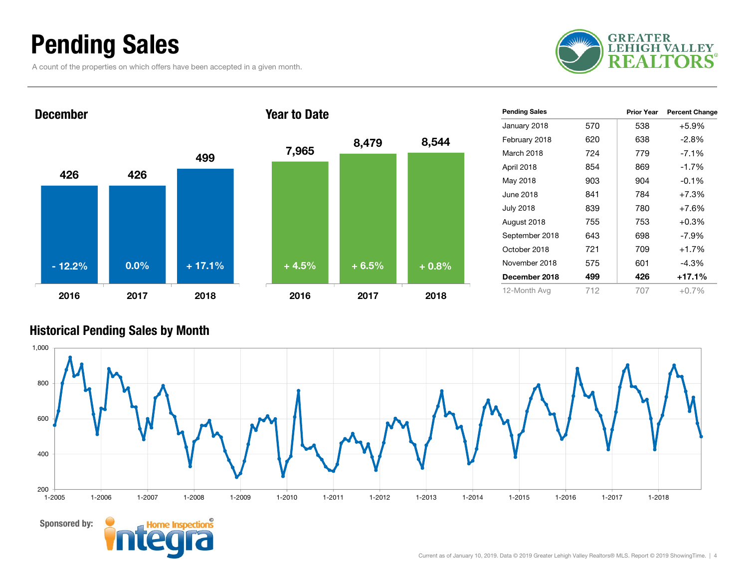# Pending Sales

A count of the properties on which offers have been accepted in a given month.

GREATER LEHIGH VALLEY REALTORS®

## December

| Year | Pending Sales | Change |
|---|---|---|
| 2016 | 426 | - 12.2% |
| 2017 | 426 | 0.0% |
| 2018 | 499 | + 17.1% |

## Year to Date

| Year | Pending Sales | Change |
|---|---|---|
| 2016 | 7,965 | + 4.5% |
| 2017 | 8,479 | + 6.5% |
| 2018 | 8,544 | + 0.8% |

| Pending Sales | | Prior Year | Percent Change |
|---|---|---|---|
| January 2018 | 570 | 538 | +5.9% |
| February 2018 | 620 | 638 | -2.8% |
| March 2018 | 724 | 779 | -7.1% |
| April 2018 | 854 | 869 | -1.7% |
| May 2018 | 903 | 904 | -0.1% |
| June 2018 | 841 | 784 | +7.3% |
| July 2018 | 839 | 780 | +7.6% |
| August 2018 | 755 | 753 | +0.3% |
| September 2018 | 643 | 698 | -7.9% |
| October 2018 | 721 | 709 | +1.7% |
| November 2018 | 575 | 601 | -4.3% |
| **December 2018** | **499** | **426** | **+17.1%** |
| 12-Month Avg | 712 | 707 | +0.7% |

## Historical Pending Sales by Month

Sponsored by: Integra Home Inspections©

Current as of January 10, 2019. Data © 2019 Greater Lehigh Valley Realtors® MLS. Report © 2019 ShowingTime.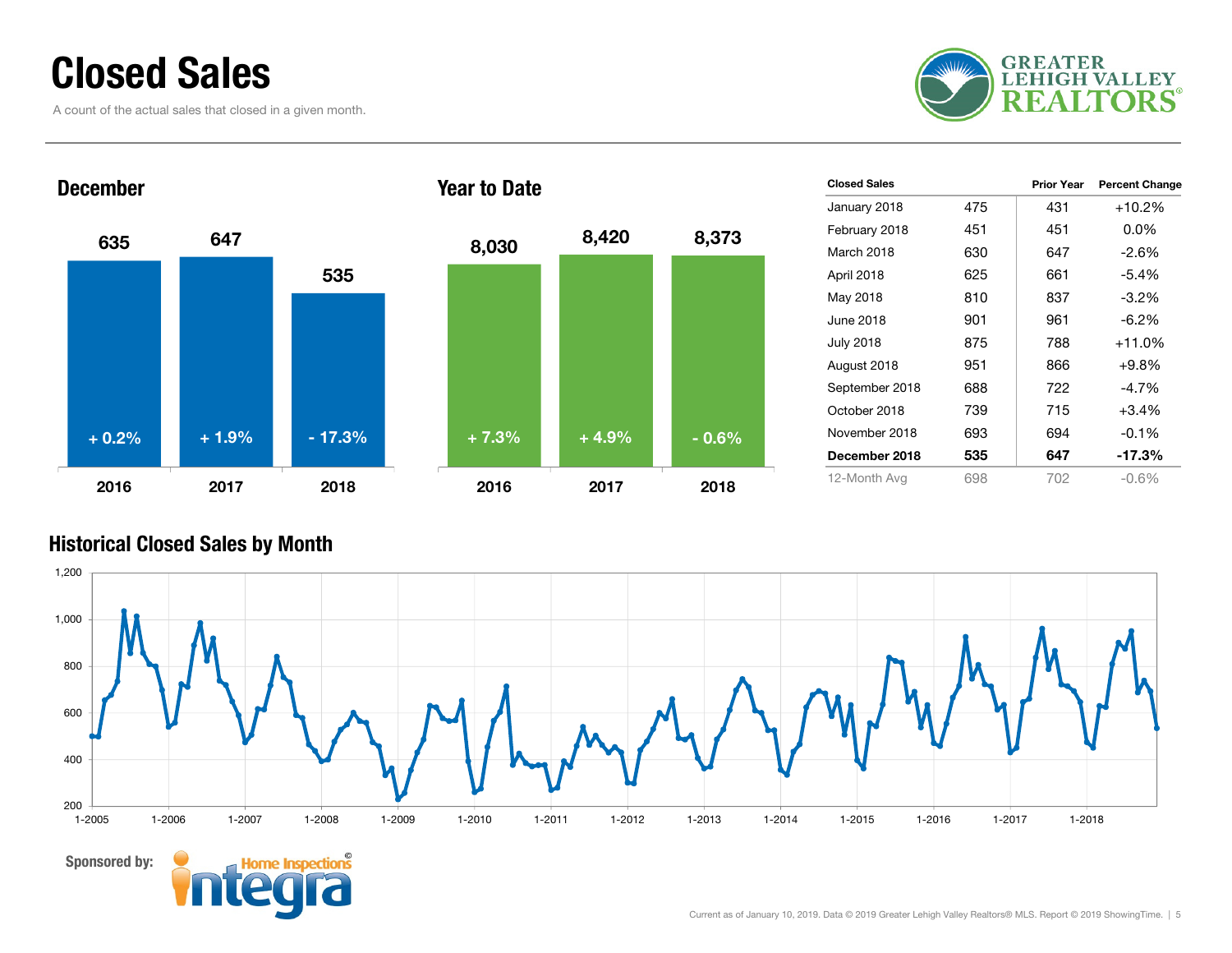# Closed Sales

A count of the actual sales that closed in a given month.

GREATER LEHIGH VALLEY REALTORS®

## December

| | 2016 | 2017 | 2018 |
|---|---|---|---|
| Closed Sales | 635 | 647 | 535 |
| Change | + 0.2% | + 1.9% | - 17.3% |

## Year to Date

| | 2016 | 2017 | 2018 |
|---|---|---|---|
| Closed Sales | 8,030 | 8,420 | 8,373 |
| Change | + 7.3% | + 4.9% | - 0.6% |

| Closed Sales | | Prior Year | Percent Change |
|---|---|---|---|
| January 2018 | 475 | 431 | +10.2% |
| February 2018 | 451 | 451 | 0.0% |
| March 2018 | 630 | 647 | -2.6% |
| April 2018 | 625 | 661 | -5.4% |
| May 2018 | 810 | 837 | -3.2% |
| June 2018 | 901 | 961 | -6.2% |
| July 2018 | 875 | 788 | +11.0% |
| August 2018 | 951 | 866 | +9.8% |
| September 2018 | 688 | 722 | -4.7% |
| October 2018 | 739 | 715 | +3.4% |
| November 2018 | 693 | 694 | -0.1% |
| **December 2018** | **535** | **647** | **-17.3%** |
| 12-Month Avg | 698 | 702 | -0.6% |

## Historical Closed Sales by Month

Sponsored by: Integra Home Inspections®

Current as of January 10, 2019. Data © 2019 Greater Lehigh Valley Realtors® MLS. Report © 2019 ShowingTime.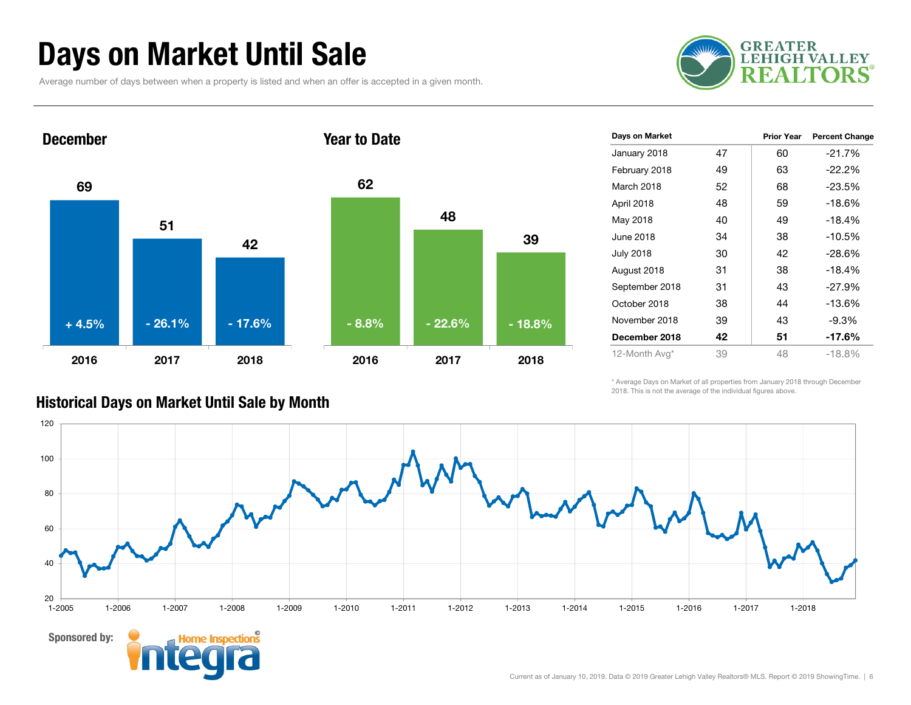# Days on Market Until Sale

Average number of days between when a property is listed and when an offer is accepted in a given month.

GREATER LEHIGH VALLEY REALTORS®

## December

| | 2016 | 2017 | 2018 |
|---|---|---|---|
| Days | 69 | 51 | 42 |
| Change | + 4.5% | - 26.1% | - 17.6% |

## Year to Date

| | 2016 | 2017 | 2018 |
|---|---|---|---|
| Days | 62 | 48 | 39 |
| Change | - 8.8% | - 22.6% | - 18.8% |

| Days on Market | | Prior Year | Percent Change |
|---|---|---|---|
| January 2018 | 47 | 60 | -21.7% |
| February 2018 | 49 | 63 | -22.2% |
| March 2018 | 52 | 68 | -23.5% |
| April 2018 | 48 | 59 | -18.6% |
| May 2018 | 40 | 49 | -18.4% |
| June 2018 | 34 | 38 | -10.5% |
| July 2018 | 30 | 42 | -28.6% |
| August 2018 | 31 | 38 | -18.4% |
| September 2018 | 31 | 43 | -27.9% |
| October 2018 | 38 | 44 | -13.6% |
| November 2018 | 39 | 43 | -9.3% |
| **December 2018** | **42** | **51** | **-17.6%** |
| 12-Month Avg* | 39 | 48 | -18.8% |

\* Average Days on Market of all properties from January 2018 through December 2018. This is not the average of the individual figures above.

## Historical Days on Market Until Sale by Month

Sponsored by: Integra Home Inspections

Current as of January 10, 2019. Data © 2019 Greater Lehigh Valley Realtors® MLS. Report © 2019 ShowingTime.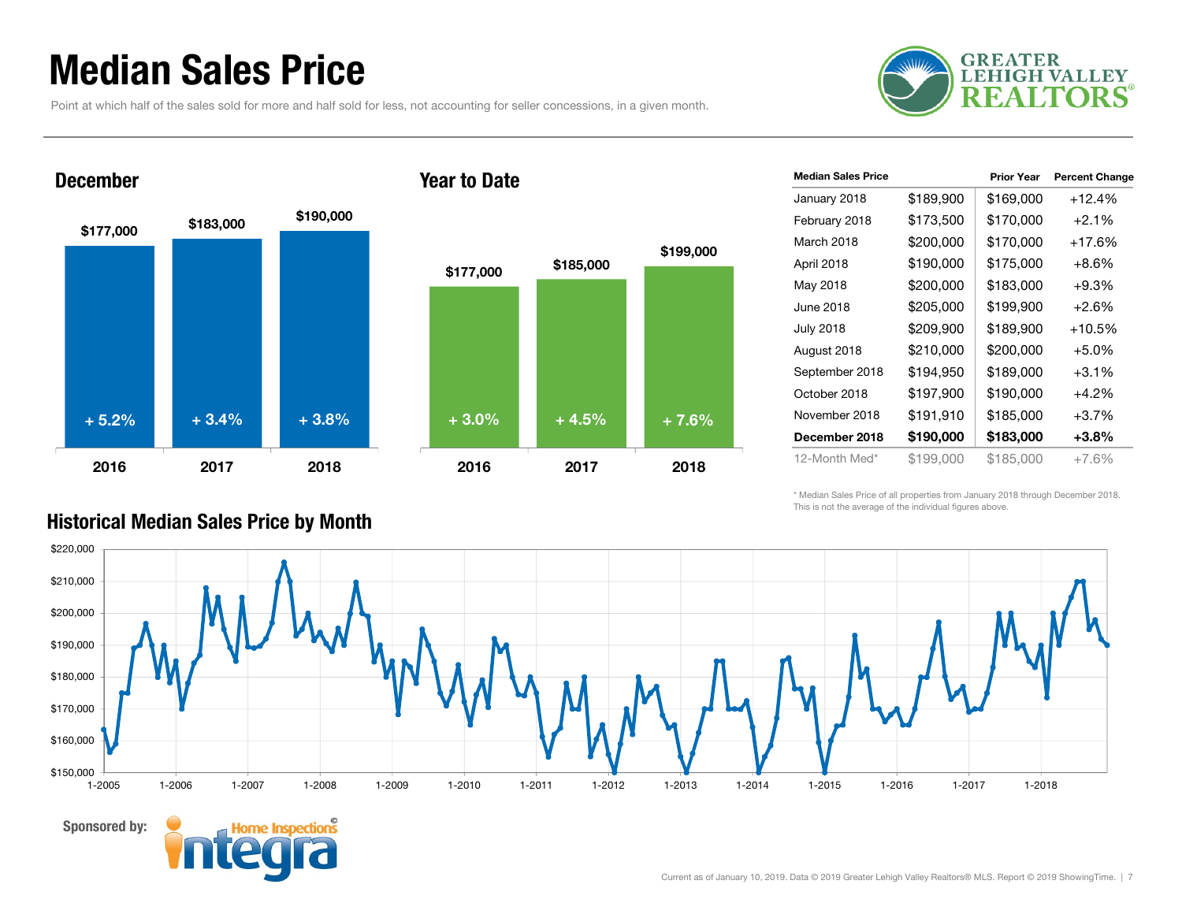# Median Sales Price

Point at which half of the sales sold for more and half sold for less, not accounting for seller concessions, in a given month.

## December

| | 2016 | 2017 | 2018 |
|---|---|---|---|
| Median Sales Price | $177,000 | $183,000 | $190,000 |
| Change | + 5.2% | + 3.4% | + 3.8% |

## Year to Date

| | 2016 | 2017 | 2018 |
|---|---|---|---|
| Median Sales Price | $177,000 | $185,000 | $199,000 |
| Change | + 3.0% | + 4.5% | + 7.6% |

| Median Sales Price | | Prior Year | Percent Change |
|---|---|---|---|
| January 2018 | $189,900 | $169,000 | +12.4% |
| February 2018 | $173,500 | $170,000 | +2.1% |
| March 2018 | $200,000 | $170,000 | +17.6% |
| April 2018 | $190,000 | $175,000 | +8.6% |
| May 2018 | $200,000 | $183,000 | +9.3% |
| June 2018 | $205,000 | $199,900 | +2.6% |
| July 2018 | $209,900 | $189,900 | +10.5% |
| August 2018 | $210,000 | $200,000 | +5.0% |
| September 2018 | $194,950 | $189,000 | +3.1% |
| October 2018 | $197,900 | $190,000 | +4.2% |
| November 2018 | $191,910 | $185,000 | +3.7% |
| **December 2018** | **$190,000** | **$183,000** | **+3.8%** |
| 12-Month Med* | $199,000 | $185,000 | +7.6% |

\* Median Sales Price of all properties from January 2018 through December 2018. This is not the average of the individual figures above.

## Historical Median Sales Price by Month

Sponsored by: Integra Home Inspections

Current as of January 10, 2019. Data © 2019 Greater Lehigh Valley Realtors® MLS. Report © 2019 ShowingTime.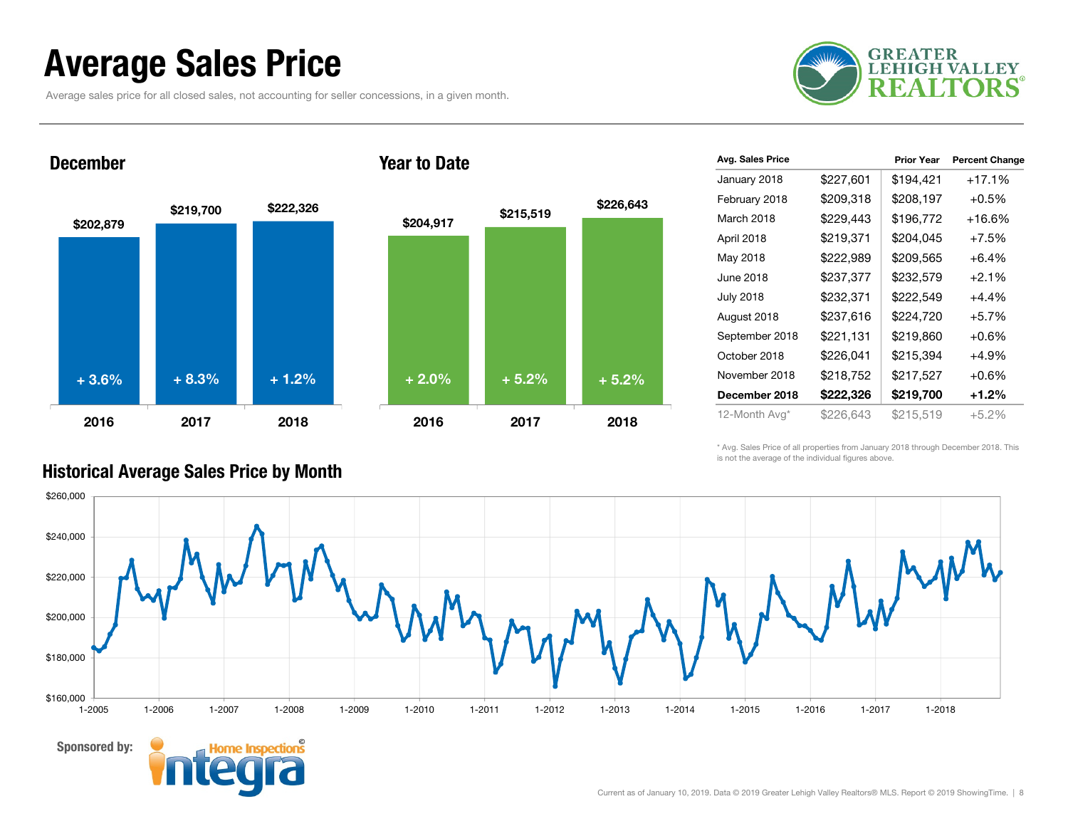# Average Sales Price

Average sales price for all closed sales, not accounting for seller concessions, in a given month.

## December

| Year | Avg. Sales Price | Change |
|---|---|---|
| 2016 | $202,879 | + 3.6% |
| 2017 | $219,700 | + 8.3% |
| 2018 | $222,326 | + 1.2% |

## Year to Date

| Year | Avg. Sales Price | Change |
|---|---|---|
| 2016 | $204,917 | + 2.0% |
| 2017 | $215,519 | + 5.2% |
| 2018 | $226,643 | + 5.2% |

| Avg. Sales Price | | Prior Year | Percent Change |
|---|---|---|---|
| January 2018 | $227,601 | $194,421 | +17.1% |
| February 2018 | $209,318 | $208,197 | +0.5% |
| March 2018 | $229,443 | $196,772 | +16.6% |
| April 2018 | $219,371 | $204,045 | +7.5% |
| May 2018 | $222,989 | $209,565 | +6.4% |
| June 2018 | $237,377 | $232,579 | +2.1% |
| July 2018 | $232,371 | $222,549 | +4.4% |
| August 2018 | $237,616 | $224,720 | +5.7% |
| September 2018 | $221,131 | $219,860 | +0.6% |
| October 2018 | $226,041 | $215,394 | +4.9% |
| November 2018 | $218,752 | $217,527 | +0.6% |
| **December 2018** | **$222,326** | **$219,700** | **+1.2%** |
| 12-Month Avg* | $226,643 | $215,519 | +5.2% |

\* Avg. Sales Price of all properties from January 2018 through December 2018. This is not the average of the individual figures above.

## Historical Average Sales Price by Month

Sponsored by: Integra Home Inspections

Current as of January 10, 2019. Data © 2019 Greater Lehigh Valley Realtors® MLS. Report © 2019 ShowingTime.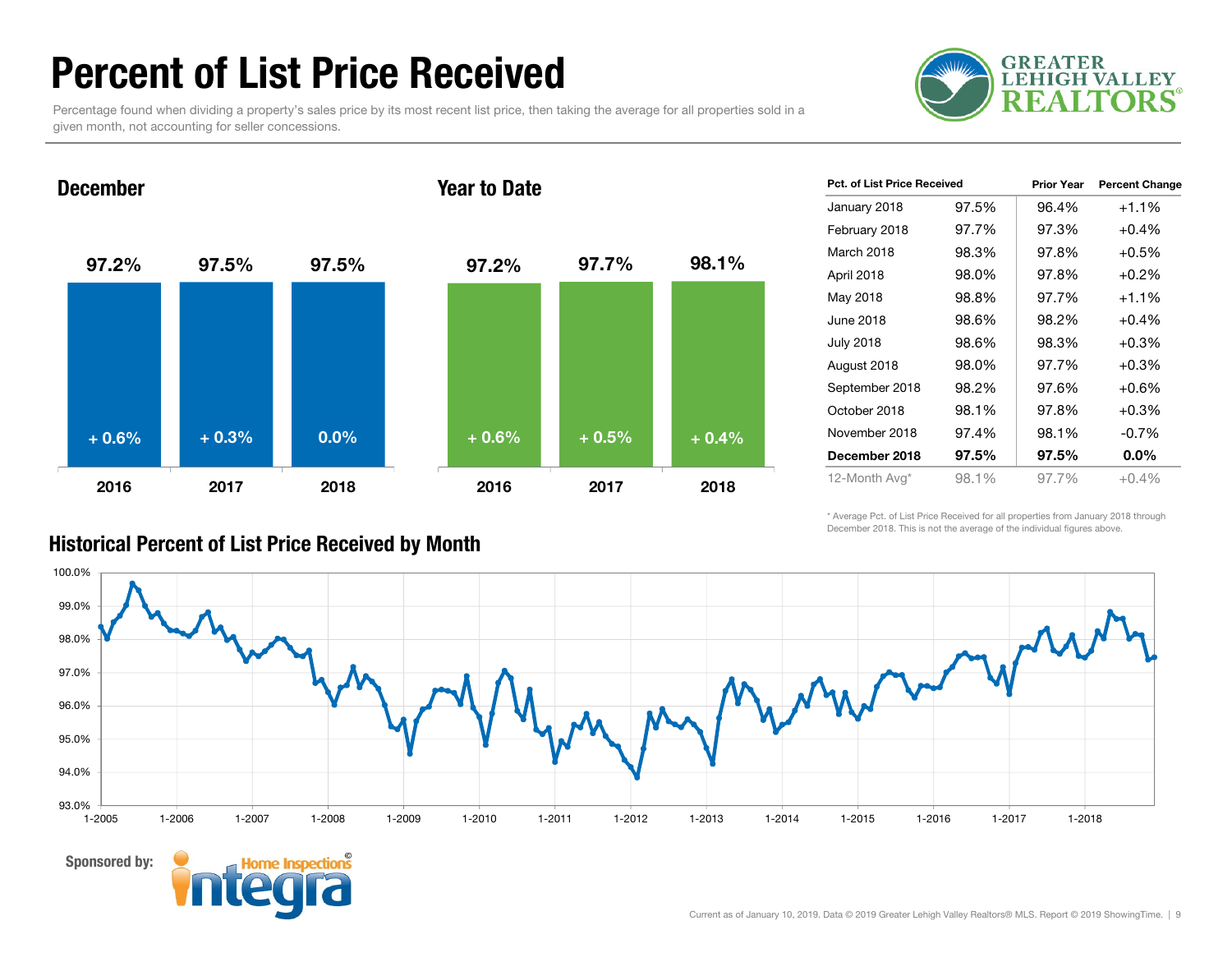# Percent of List Price Received

Percentage found when dividing a property's sales price by its most recent list price, then taking the average for all properties sold in a given month, not accounting for seller concessions.

## December

| | 2016 | 2017 | 2018 |
|---|---|---|---|
| Pct. of List Price Received | 97.2% | 97.5% | 97.5% |
| Change | + 0.6% | + 0.3% | 0.0% |

## Year to Date

| | 2016 | 2017 | 2018 |
|---|---|---|---|
| Pct. of List Price Received | 97.2% | 97.7% | 98.1% |
| Change | + 0.6% | + 0.5% | + 0.4% |

| Pct. of List Price Received | | Prior Year | Percent Change |
|---|---|---|---|
| January 2018 | 97.5% | 96.4% | +1.1% |
| February 2018 | 97.7% | 97.3% | +0.4% |
| March 2018 | 98.3% | 97.8% | +0.5% |
| April 2018 | 98.0% | 97.8% | +0.2% |
| May 2018 | 98.8% | 97.7% | +1.1% |
| June 2018 | 98.6% | 98.2% | +0.4% |
| July 2018 | 98.6% | 98.3% | +0.3% |
| August 2018 | 98.0% | 97.7% | +0.3% |
| September 2018 | 98.2% | 97.6% | +0.6% |
| October 2018 | 98.1% | 97.8% | +0.3% |
| November 2018 | 97.4% | 98.1% | -0.7% |
| **December 2018** | **97.5%** | **97.5%** | **0.0%** |
| 12-Month Avg* | 98.1% | 97.7% | +0.4% |

\* Average Pct. of List Price Received for all properties from January 2018 through December 2018. This is not the average of the individual figures above.

## Historical Percent of List Price Received by Month

Sponsored by: Integra Home Inspections

Current as of January 10, 2019. Data © 2019 Greater Lehigh Valley Realtors® MLS. Report © 2019 ShowingTime.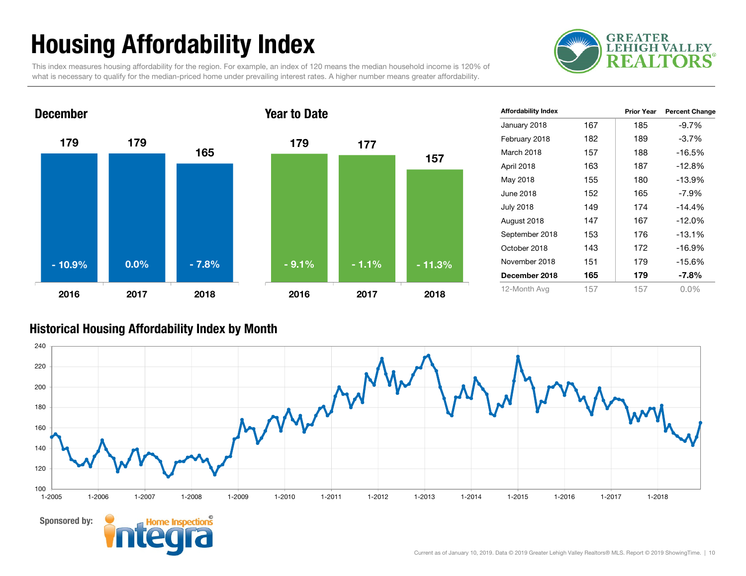# Housing Affordability Index

This index measures housing affordability for the region. For example, an index of 120 means the median household income is 120% of what is necessary to qualify for the median-priced home under prevailing interest rates. A higher number means greater affordability.

## December

| | 2016 | 2017 | 2018 |
|---|---|---|---|
| Index | 179 | 179 | 165 |
| Change | - 10.9% | 0.0% | - 7.8% |

## Year to Date

| | 2016 | 2017 | 2018 |
|---|---|---|---|
| Index | 179 | 177 | 157 |
| Change | - 9.1% | - 1.1% | - 11.3% |

| Affordability Index | | Prior Year | Percent Change |
|---|---|---|---|
| January 2018 | 167 | 185 | -9.7% |
| February 2018 | 182 | 189 | -3.7% |
| March 2018 | 157 | 188 | -16.5% |
| April 2018 | 163 | 187 | -12.8% |
| May 2018 | 155 | 180 | -13.9% |
| June 2018 | 152 | 165 | -7.9% |
| July 2018 | 149 | 174 | -14.4% |
| August 2018 | 147 | 167 | -12.0% |
| September 2018 | 153 | 176 | -13.1% |
| October 2018 | 143 | 172 | -16.9% |
| November 2018 | 151 | 179 | -15.6% |
| **December 2018** | **165** | **179** | **-7.8%** |
| 12-Month Avg | 157 | 157 | 0.0% |

## Historical Housing Affordability Index by Month

Sponsored by:

Current as of January 10, 2019. Data © 2019 Greater Lehigh Valley Realtors® MLS. Report © 2019 ShowingTime.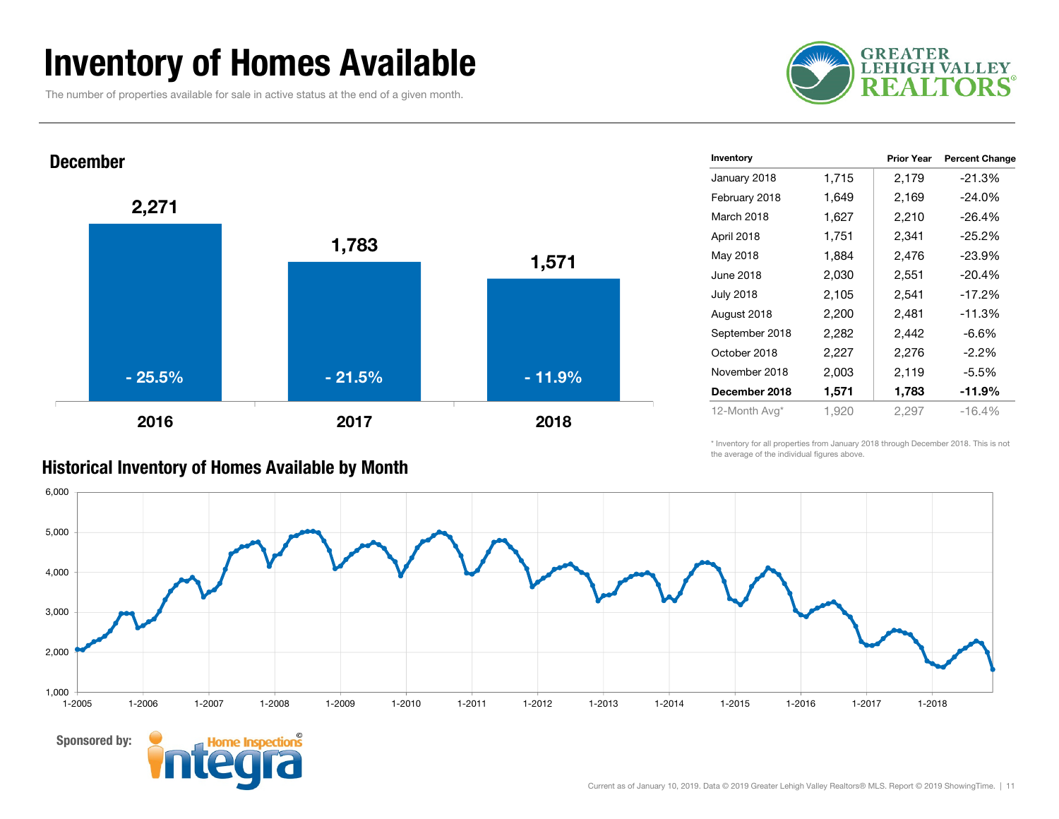# Inventory of Homes Available

The number of properties available for sale in active status at the end of a given month.

GREATER LEHIGH VALLEY REALTORS®

## December

| | 2016 | 2017 | 2018 |
|---|---|---|---|
| Inventory | 2,271 | 1,783 | 1,571 |
| Change | - 25.5% | - 21.5% | - 11.9% |

| Inventory | | Prior Year | Percent Change |
|---|---|---|---|
| January 2018 | 1,715 | 2,179 | -21.3% |
| February 2018 | 1,649 | 2,169 | -24.0% |
| March 2018 | 1,627 | 2,210 | -26.4% |
| April 2018 | 1,751 | 2,341 | -25.2% |
| May 2018 | 1,884 | 2,476 | -23.9% |
| June 2018 | 2,030 | 2,551 | -20.4% |
| July 2018 | 2,105 | 2,541 | -17.2% |
| August 2018 | 2,200 | 2,481 | -11.3% |
| September 2018 | 2,282 | 2,442 | -6.6% |
| October 2018 | 2,227 | 2,276 | -2.2% |
| November 2018 | 2,003 | 2,119 | -5.5% |
| **December 2018** | **1,571** | **1,783** | **-11.9%** |
| 12-Month Avg* | 1,920 | 2,297 | -16.4% |

* Inventory for all properties from January 2018 through December 2018. This is not the average of the individual figures above.

## Historical Inventory of Homes Available by Month

Sponsored by: Integra Home Inspections

Current as of January 10, 2019. Data © 2019 Greater Lehigh Valley Realtors® MLS. Report © 2019 ShowingTime.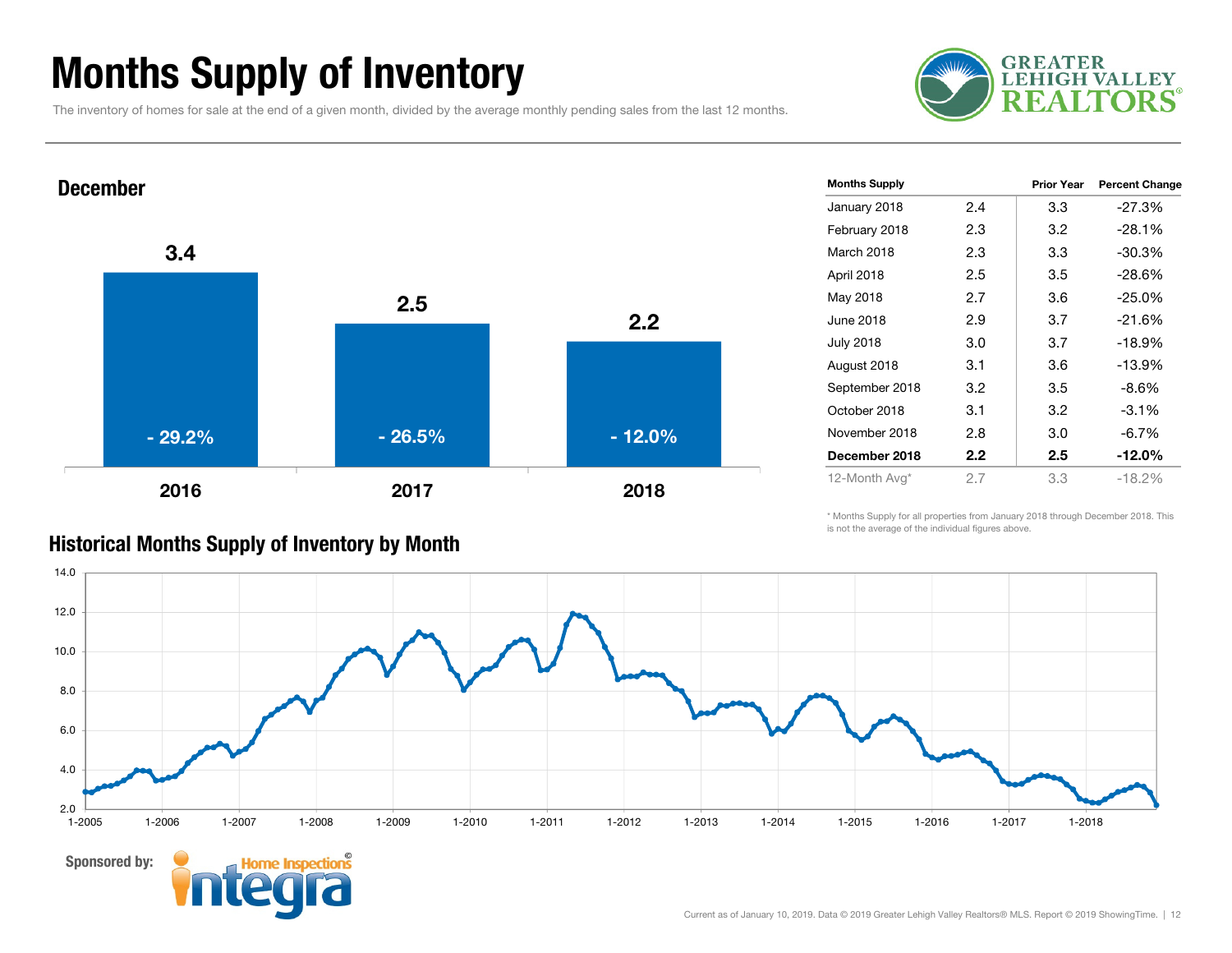# Months Supply of Inventory

The inventory of homes for sale at the end of a given month, divided by the average monthly pending sales from the last 12 months.

GREATER LEHIGH VALLEY REALTORS®

## December

| Year | Months Supply | Percent Change |
|---|---|---|
| 2016 | 3.4 | - 29.2% |
| 2017 | 2.5 | - 26.5% |
| 2018 | 2.2 | - 12.0% |

| Months Supply | | Prior Year | Percent Change |
|---|---|---|---|
| January 2018 | 2.4 | 3.3 | -27.3% |
| February 2018 | 2.3 | 3.2 | -28.1% |
| March 2018 | 2.3 | 3.3 | -30.3% |
| April 2018 | 2.5 | 3.5 | -28.6% |
| May 2018 | 2.7 | 3.6 | -25.0% |
| June 2018 | 2.9 | 3.7 | -21.6% |
| July 2018 | 3.0 | 3.7 | -18.9% |
| August 2018 | 3.1 | 3.6 | -13.9% |
| September 2018 | 3.2 | 3.5 | -8.6% |
| October 2018 | 3.1 | 3.2 | -3.1% |
| November 2018 | 2.8 | 3.0 | -6.7% |
| **December 2018** | **2.2** | **2.5** | **-12.0%** |
| 12-Month Avg* | 2.7 | 3.3 | -18.2% |

\* Months Supply for all properties from January 2018 through December 2018. This is not the average of the individual figures above.

## Historical Months Supply of Inventory by Month

Sponsored by: Integra Home Inspections©

Current as of January 10, 2019. Data © 2019 Greater Lehigh Valley Realtors® MLS. Report © 2019 ShowingTime.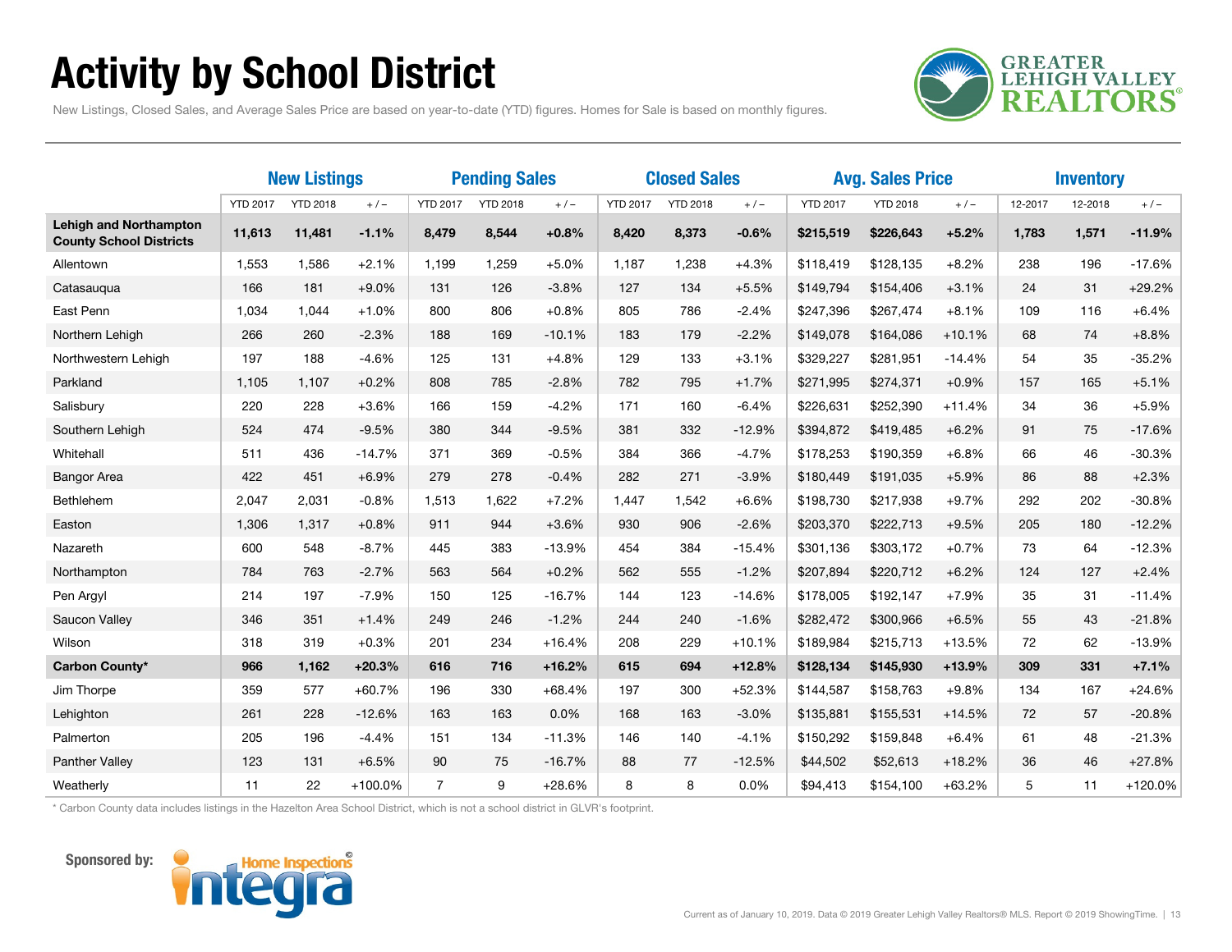# Activity by School District

New Listings, Closed Sales, and Average Sales Price are based on year-to-date (YTD) figures. Homes for Sale is based on monthly figures.

GREATER LEHIGH VALLEY REALTORS®

| | New Listings | | | Pending Sales | | | Closed Sales | | | Avg. Sales Price | | | Inventory | | |
|---|---|---|---|---|---|---|---|---|---|---|---|---|---|---|---|
| | YTD 2017 | YTD 2018 | + / – | YTD 2017 | YTD 2018 | + / – | YTD 2017 | YTD 2018 | + / – | YTD 2017 | YTD 2018 | + / – | 12-2017 | 12-2018 | + / – |
| **Lehigh and Northampton County School Districts** | **11,613** | **11,481** | **-1.1%** | **8,479** | **8,544** | **+0.8%** | **8,420** | **8,373** | **-0.6%** | **$215,519** | **$226,643** | **+5.2%** | **1,783** | **1,571** | **-11.9%** |
| Allentown | 1,553 | 1,586 | +2.1% | 1,199 | 1,259 | +5.0% | 1,187 | 1,238 | +4.3% | $118,419 | $128,135 | +8.2% | 238 | 196 | -17.6% |
| Catasauqua | 166 | 181 | +9.0% | 131 | 126 | -3.8% | 127 | 134 | +5.5% | $149,794 | $154,406 | +3.1% | 24 | 31 | +29.2% |
| East Penn | 1,034 | 1,044 | +1.0% | 800 | 806 | +0.8% | 805 | 786 | -2.4% | $247,396 | $267,474 | +8.1% | 109 | 116 | +6.4% |
| Northern Lehigh | 266 | 260 | -2.3% | 188 | 169 | -10.1% | 183 | 179 | -2.2% | $149,078 | $164,086 | +10.1% | 68 | 74 | +8.8% |
| Northwestern Lehigh | 197 | 188 | -4.6% | 125 | 131 | +4.8% | 129 | 133 | +3.1% | $329,227 | $281,951 | -14.4% | 54 | 35 | -35.2% |
| Parkland | 1,105 | 1,107 | +0.2% | 808 | 785 | -2.8% | 782 | 795 | +1.7% | $271,995 | $274,371 | +0.9% | 157 | 165 | +5.1% |
| Salisbury | 220 | 228 | +3.6% | 166 | 159 | -4.2% | 171 | 160 | -6.4% | $226,631 | $252,390 | +11.4% | 34 | 36 | +5.9% |
| Southern Lehigh | 524 | 474 | -9.5% | 380 | 344 | -9.5% | 381 | 332 | -12.9% | $394,872 | $419,485 | +6.2% | 91 | 75 | -17.6% |
| Whitehall | 511 | 436 | -14.7% | 371 | 369 | -0.5% | 384 | 366 | -4.7% | $178,253 | $190,359 | +6.8% | 66 | 46 | -30.3% |
| Bangor Area | 422 | 451 | +6.9% | 279 | 278 | -0.4% | 282 | 271 | -3.9% | $180,449 | $191,035 | +5.9% | 86 | 88 | +2.3% |
| Bethlehem | 2,047 | 2,031 | -0.8% | 1,513 | 1,622 | +7.2% | 1,447 | 1,542 | +6.6% | $198,730 | $217,938 | +9.7% | 292 | 202 | -30.8% |
| Easton | 1,306 | 1,317 | +0.8% | 911 | 944 | +3.6% | 930 | 906 | -2.6% | $203,370 | $222,713 | +9.5% | 205 | 180 | -12.2% |
| Nazareth | 600 | 548 | -8.7% | 445 | 383 | -13.9% | 454 | 384 | -15.4% | $301,136 | $303,172 | +0.7% | 73 | 64 | -12.3% |
| Northampton | 784 | 763 | -2.7% | 563 | 564 | +0.2% | 562 | 555 | -1.2% | $207,894 | $220,712 | +6.2% | 124 | 127 | +2.4% |
| Pen Argyl | 214 | 197 | -7.9% | 150 | 125 | -16.7% | 144 | 123 | -14.6% | $178,005 | $192,147 | +7.9% | 35 | 31 | -11.4% |
| Saucon Valley | 346 | 351 | +1.4% | 249 | 246 | -1.2% | 244 | 240 | -1.6% | $282,472 | $300,966 | +6.5% | 55 | 43 | -21.8% |
| Wilson | 318 | 319 | +0.3% | 201 | 234 | +16.4% | 208 | 229 | +10.1% | $189,984 | $215,713 | +13.5% | 72 | 62 | -13.9% |
| **Carbon County*** | **966** | **1,162** | **+20.3%** | **616** | **716** | **+16.2%** | **615** | **694** | **+12.8%** | **$128,134** | **$145,930** | **+13.9%** | **309** | **331** | **+7.1%** |
| Jim Thorpe | 359 | 577 | +60.7% | 196 | 330 | +68.4% | 197 | 300 | +52.3% | $144,587 | $158,763 | +9.8% | 134 | 167 | +24.6% |
| Lehighton | 261 | 228 | -12.6% | 163 | 163 | 0.0% | 168 | 163 | -3.0% | $135,881 | $155,531 | +14.5% | 72 | 57 | -20.8% |
| Palmerton | 205 | 196 | -4.4% | 151 | 134 | -11.3% | 146 | 140 | -4.1% | $150,292 | $159,848 | +6.4% | 61 | 48 | -21.3% |
| Panther Valley | 123 | 131 | +6.5% | 90 | 75 | -16.7% | 88 | 77 | -12.5% | $44,502 | $52,613 | +18.2% | 36 | 46 | +27.8% |
| Weatherly | 11 | 22 | +100.0% | 7 | 9 | +28.6% | 8 | 8 | 0.0% | $94,413 | $154,100 | +63.2% | 5 | 11 | +120.0% |

\* Carbon County data includes listings in the Hazelton Area School District, which is not a school district in GLVR's footprint.

**Sponsored by:** Home Inspections integra

Current as of January 10, 2019. Data © 2019 Greater Lehigh Valley Realtors® MLS. Report © 2019 ShowingTime.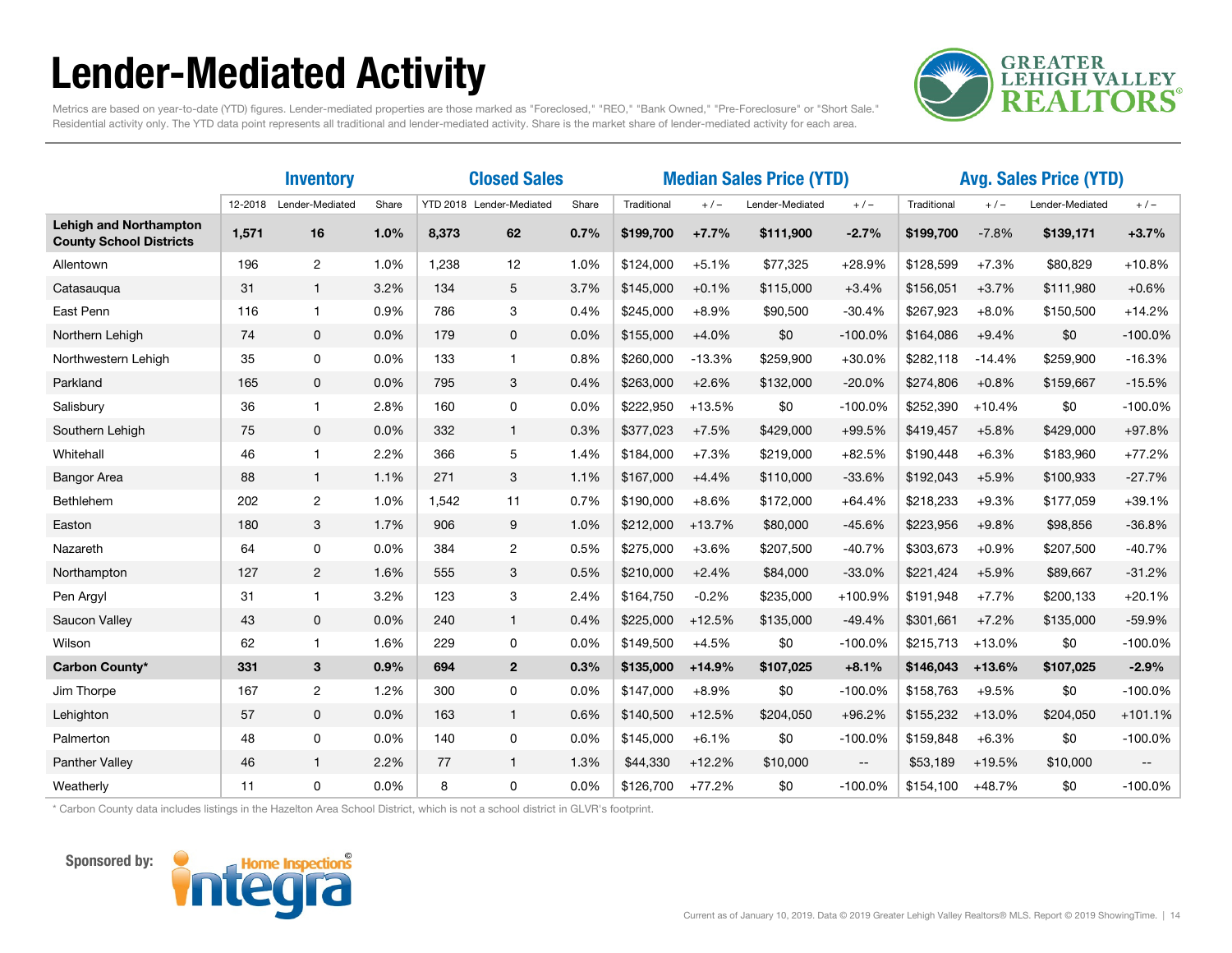# Lender-Mediated Activity

Metrics are based on year-to-date (YTD) figures. Lender-mediated properties are those marked as "Foreclosed," "REO," "Bank Owned," "Pre-Foreclosure" or "Short Sale." Residential activity only. The YTD data point represents all traditional and lender-mediated activity. Share is the market share of lender-mediated activity for each area.

| | Inventory | | | Closed Sales | | | Median Sales Price (YTD) | | | | Avg. Sales Price (YTD) | | | |
|---|---|---|---|---|---|---|---|---|---|---|---|---|---|---|
| | 12-2018 | Lender-Mediated | Share | YTD 2018 | Lender-Mediated | Share | Traditional | + / – | Lender-Mediated | + / – | Traditional | + / – | Lender-Mediated | + / – |
| **Lehigh and Northampton County School Districts** | **1,571** | **16** | **1.0%** | **8,373** | **62** | **0.7%** | **$199,700** | **+7.7%** | **$111,900** | **-2.7%** | **$199,700** | -7.8% | **$139,171** | **+3.7%** |
| Allentown | 196 | 2 | 1.0% | 1,238 | 12 | 1.0% | $124,000 | +5.1% | $77,325 | +28.9% | $128,599 | +7.3% | $80,829 | +10.8% |
| Catasauqua | 31 | 1 | 3.2% | 134 | 5 | 3.7% | $145,000 | +0.1% | $115,000 | +3.4% | $156,051 | +3.7% | $111,980 | +0.6% |
| East Penn | 116 | 1 | 0.9% | 786 | 3 | 0.4% | $245,000 | +8.9% | $90,500 | -30.4% | $267,923 | +8.0% | $150,500 | +14.2% |
| Northern Lehigh | 74 | 0 | 0.0% | 179 | 0 | 0.0% | $155,000 | +4.0% | $0 | -100.0% | $164,086 | +9.4% | $0 | -100.0% |
| Northwestern Lehigh | 35 | 0 | 0.0% | 133 | 1 | 0.8% | $260,000 | -13.3% | $259,900 | +30.0% | $282,118 | -14.4% | $259,900 | -16.3% |
| Parkland | 165 | 0 | 0.0% | 795 | 3 | 0.4% | $263,000 | +2.6% | $132,000 | -20.0% | $274,806 | +0.8% | $159,667 | -15.5% |
| Salisbury | 36 | 1 | 2.8% | 160 | 0 | 0.0% | $222,950 | +13.5% | $0 | -100.0% | $252,390 | +10.4% | $0 | -100.0% |
| Southern Lehigh | 75 | 0 | 0.0% | 332 | 1 | 0.3% | $377,023 | +7.5% | $429,000 | +99.5% | $419,457 | +5.8% | $429,000 | +97.8% |
| Whitehall | 46 | 1 | 2.2% | 366 | 5 | 1.4% | $184,000 | +7.3% | $219,000 | +82.5% | $190,448 | +6.3% | $183,960 | +77.2% |
| Bangor Area | 88 | 1 | 1.1% | 271 | 3 | 1.1% | $167,000 | +4.4% | $110,000 | -33.6% | $192,043 | +5.9% | $100,933 | -27.7% |
| Bethlehem | 202 | 2 | 1.0% | 1,542 | 11 | 0.7% | $190,000 | +8.6% | $172,000 | +64.4% | $218,233 | +9.3% | $177,059 | +39.1% |
| Easton | 180 | 3 | 1.7% | 906 | 9 | 1.0% | $212,000 | +13.7% | $80,000 | -45.6% | $223,956 | +9.8% | $98,856 | -36.8% |
| Nazareth | 64 | 0 | 0.0% | 384 | 2 | 0.5% | $275,000 | +3.6% | $207,500 | -40.7% | $303,673 | +0.9% | $207,500 | -40.7% |
| Northampton | 127 | 2 | 1.6% | 555 | 3 | 0.5% | $210,000 | +2.4% | $84,000 | -33.0% | $221,424 | +5.9% | $89,667 | -31.2% |
| Pen Argyl | 31 | 1 | 3.2% | 123 | 3 | 2.4% | $164,750 | -0.2% | $235,000 | +100.9% | $191,948 | +7.7% | $200,133 | +20.1% |
| Saucon Valley | 43 | 0 | 0.0% | 240 | 1 | 0.4% | $225,000 | +12.5% | $135,000 | -49.4% | $301,661 | +7.2% | $135,000 | -59.9% |
| Wilson | 62 | 1 | 1.6% | 229 | 0 | 0.0% | $149,500 | +4.5% | $0 | -100.0% | $215,713 | +13.0% | $0 | -100.0% |
| **Carbon County*** | **331** | **3** | **0.9%** | **694** | **2** | **0.3%** | **$135,000** | **+14.9%** | **$107,025** | **+8.1%** | **$146,043** | **+13.6%** | **$107,025** | **-2.9%** |
| Jim Thorpe | 167 | 2 | 1.2% | 300 | 0 | 0.0% | $147,000 | +8.9% | $0 | -100.0% | $158,763 | +9.5% | $0 | -100.0% |
| Lehighton | 57 | 0 | 0.0% | 163 | 1 | 0.6% | $140,500 | +12.5% | $204,050 | +96.2% | $155,232 | +13.0% | $204,050 | +101.1% |
| Palmerton | 48 | 0 | 0.0% | 140 | 0 | 0.0% | $145,000 | +6.1% | $0 | -100.0% | $159,848 | +6.3% | $0 | -100.0% |
| Panther Valley | 46 | 1 | 2.2% | 77 | 1 | 1.3% | $44,330 | +12.2% | $10,000 | -- | $53,189 | +19.5% | $10,000 | -- |
| Weatherly | 11 | 0 | 0.0% | 8 | 0 | 0.0% | $126,700 | +77.2% | $0 | -100.0% | $154,100 | +48.7% | $0 | -100.0% |

\* Carbon County data includes listings in the Hazelton Area School District, which is not a school district in GLVR's footprint.

Sponsored by: Integra Home Inspections

Current as of January 10, 2019. Data © 2019 Greater Lehigh Valley Realtors® MLS. Report © 2019 ShowingTime.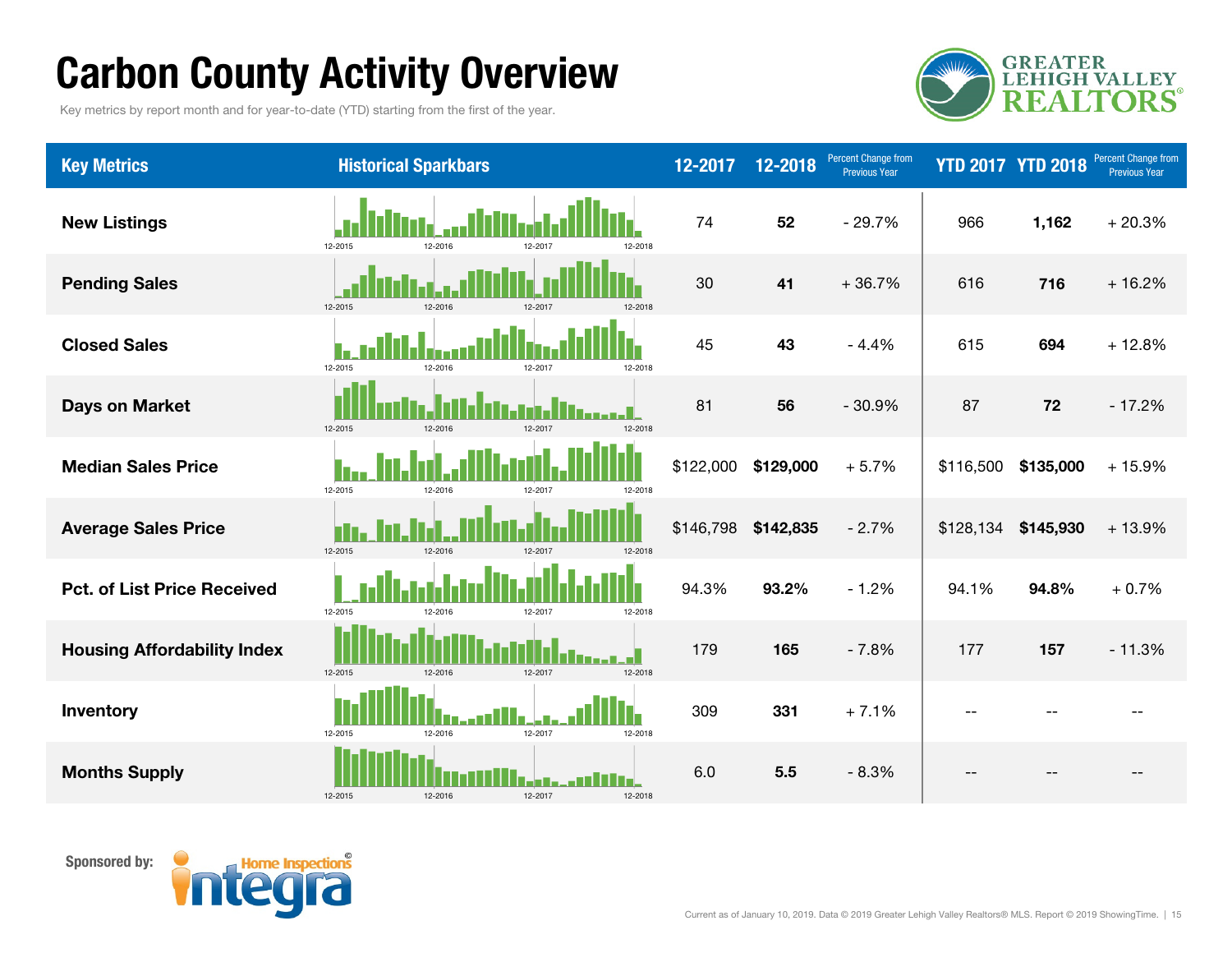# Carbon County Activity Overview

Key metrics by report month and for year-to-date (YTD) starting from the first of the year.

GREATER LEHIGH VALLEY REALTORS®

| Key Metrics | Historical Sparkbars | 12-2017 | 12-2018 | Percent Change from Previous Year | YTD 2017 | YTD 2018 | Percent Change from Previous Year |
|---|---|---|---|---|---|---|---|
| **New Listings** | 12-2015 12-2016 12-2017 12-2018 | 74 | **52** | - 29.7% | 966 | **1,162** | + 20.3% |
| **Pending Sales** | 12-2015 12-2016 12-2017 12-2018 | 30 | **41** | + 36.7% | 616 | **716** | + 16.2% |
| **Closed Sales** | 12-2015 12-2016 12-2017 12-2018 | 45 | **43** | - 4.4% | 615 | **694** | + 12.8% |
| **Days on Market** | 12-2015 12-2016 12-2017 12-2018 | 81 | **56** | - 30.9% | 87 | **72** | - 17.2% |
| **Median Sales Price** | 12-2015 12-2016 12-2017 12-2018 | $122,000 | **$129,000** | + 5.7% | $116,500 | **$135,000** | + 15.9% |
| **Average Sales Price** | 12-2015 12-2016 12-2017 12-2018 | $146,798 | **$142,835** | - 2.7% | $128,134 | **$145,930** | + 13.9% |
| **Pct. of List Price Received** | 12-2015 12-2016 12-2017 12-2018 | 94.3% | **93.2%** | - 1.2% | 94.1% | **94.8%** | + 0.7% |
| **Housing Affordability Index** | 12-2015 12-2016 12-2017 12-2018 | 179 | **165** | - 7.8% | 177 | **157** | - 11.3% |
| **Inventory** | 12-2015 12-2016 12-2017 12-2018 | 309 | **331** | + 7.1% | -- | -- | -- |
| **Months Supply** | 12-2015 12-2016 12-2017 12-2018 | 6.0 | **5.5** | - 8.3% | -- | -- | -- |

Sponsored by: Integra Home Inspections©

Current as of January 10, 2019. Data © 2019 Greater Lehigh Valley Realtors® MLS. Report © 2019 ShowingTime.